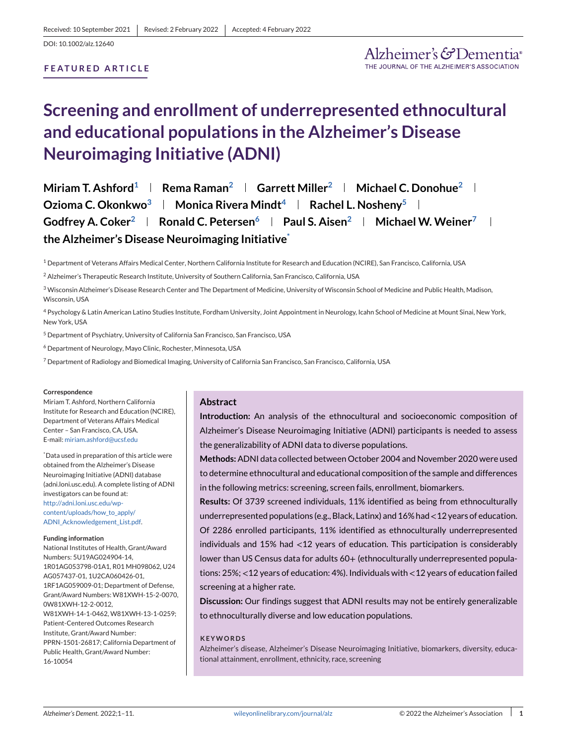Received: 10 September 2021 | Revised: 2 February 2022 | Accepted: 4 February 2022

DOI: 10.1002/alz.12640

**FEATURED ARTICLE**

# Screening and enrollment of underrepresented ethnocultural and educational populations in the Alzheimer's Disease Neuroimaging Initiative (ADNI)

**Miriam T. Ashford[1] | Rema Raman[2] | Garrett Miller[2] | Michael C. Donohue[2] | Ozioma C. Okonkwo[3] | Monica Rivera Mindt[4] | Rachel L. Nosheny[5] | Godfrey A. Coker[2] | Ronald C. Petersen[6] | Paul S. Aisen[2] | Michael W. Weiner[7] | the Alzheimer's Disease Neuroimaging Initiative[*]**

[1] Department of Veterans Affairs Medical Center, Northern California Institute for Research and Education (NCIRE), San Francisco, California, USA

[2] Alzheimer's Therapeutic Research Institute, University of Southern California, San Francisco, California, USA

[3] Wisconsin Alzheimer's Disease Research Center and The Department of Medicine, University of Wisconsin School of Medicine and Public Health, Madison, Wisconsin, USA

[4] Psychology & Latin American Latino Studies Institute, Fordham University, Joint Appointment in Neurology, Icahn School of Medicine at Mount Sinai, New York, New York, USA

[5] Department of Psychiatry, University of California San Francisco, San Francisco, USA

[6] Department of Neurology, Mayo Clinic, Rochester, Minnesota, USA

[7] Department of Radiology and Biomedical Imaging, University of California San Francisco, San Francisco, California, USA

**Correspondence**
Miriam T. Ashford, Northern California Institute for Research and Education (NCIRE), Department of Veterans Affairs Medical Center – San Francisco, CA, USA.
E-mail: miriam.ashford@ucsf.edu

[*]Data used in preparation of this article were obtained from the Alzheimer's Disease Neuroimaging Initiative (ADNI) database (adni.loni.usc.edu). A complete listing of ADNI investigators can be found at: http://adni.loni.usc.edu/wp-content/uploads/how_to_apply/ADNI_Acknowledgement_List.pdf.

**Funding information**
National Institutes of Health, Grant/Award Numbers: 5U19AG024904-14, 1R01AG053798-01A1, R01 MH098062, U24 AG057437-01, 1U2CA060426-01, 1RF1AG059009-01; Department of Defense, Grant/Award Numbers: W81XWH-15-2-0070, 0W81XWH-12-2-0012, W81XWH-14-1-0462, W81XWH-13-1-0259; Patient-Centered Outcomes Research Institute, Grant/Award Number: PPRN-1501-26817; California Department of Public Health, Grant/Award Number: 16-10054

## Abstract

**Introduction:** An analysis of the ethnocultural and socioeconomic composition of Alzheimer's Disease Neuroimaging Initiative (ADNI) participants is needed to assess the generalizability of ADNI data to diverse populations.

**Methods:** ADNI data collected between October 2004 and November 2020 were used to determine ethnocultural and educational composition of the sample and differences in the following metrics: screening, screen fails, enrollment, biomarkers.

**Results:** Of 3739 screened individuals, 11% identified as being from ethnoculturally underrepresented populations (e.g., Black, Latinx) and 16% had <12 years of education. Of 2286 enrolled participants, 11% identified as ethnoculturally underrepresented individuals and 15% had <12 years of education. This participation is considerably lower than US Census data for adults 60+ (ethnoculturally underrepresented populations: 25%; <12 years of education: 4%). Individuals with <12 years of education failed screening at a higher rate.

**Discussion:** Our findings suggest that ADNI results may not be entirely generalizable to ethnoculturally diverse and low education populations.

**KEYWORDS**
Alzheimer's disease, Alzheimer's Disease Neuroimaging Initiative, biomarkers, diversity, educational attainment, enrollment, ethnicity, race, screening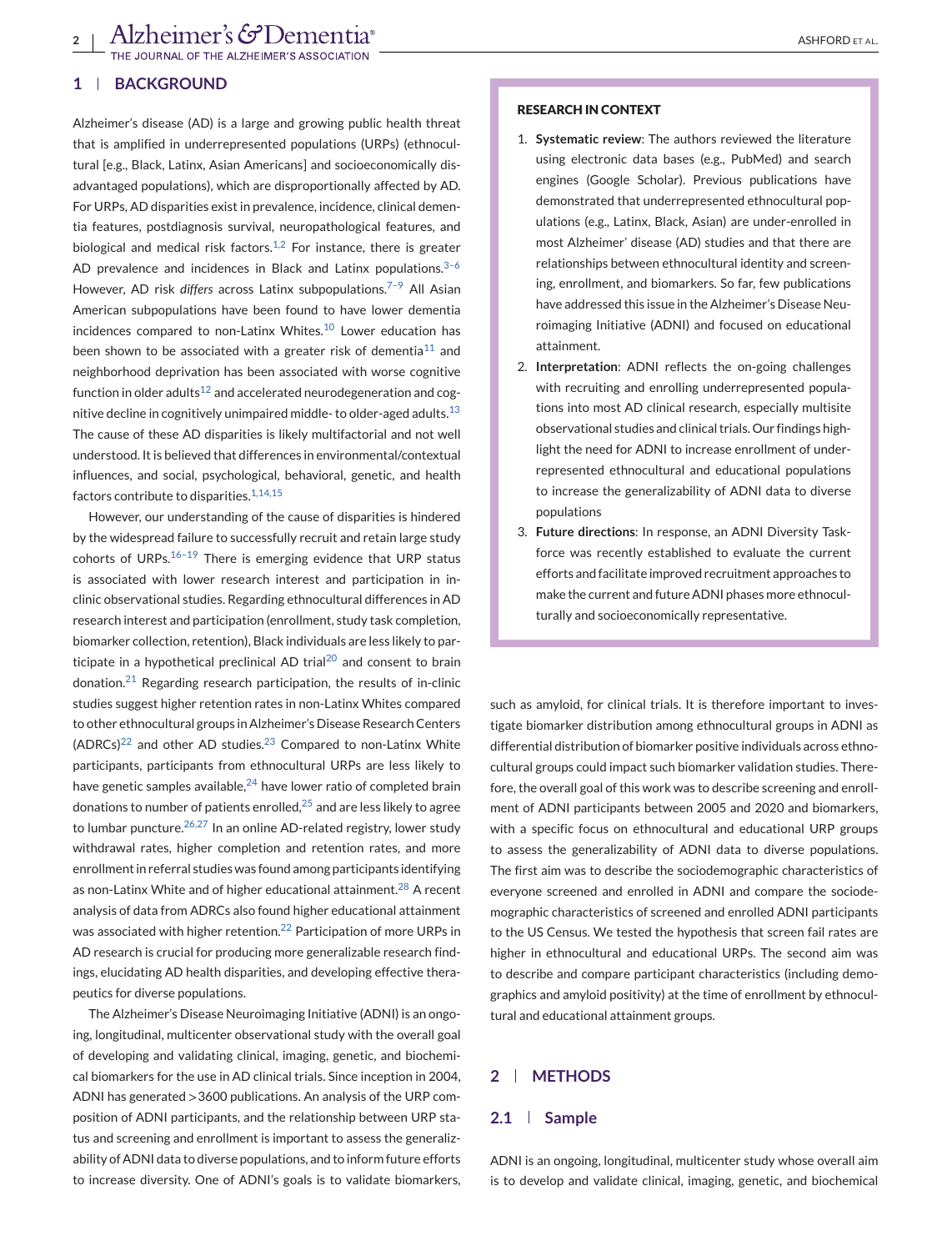## 1 | BACKGROUND

Alzheimer's disease (AD) is a large and growing public health threat that is amplified in underrepresented populations (URPs) (ethnocultural [e.g., Black, Latinx, Asian Americans] and socioeconomically disadvantaged populations), which are disproportionally affected by AD. For URPs, AD disparities exist in prevalence, incidence, clinical dementia features, postdiagnosis survival, neuropathological features, and biological and medical risk factors.[1,2] For instance, there is greater AD prevalence and incidences in Black and Latinx populations.[3–6] However, AD risk *differs* across Latinx subpopulations.[7–9] All Asian American subpopulations have been found to have lower dementia incidences compared to non-Latinx Whites.[10] Lower education has been shown to be associated with a greater risk of dementia[11] and neighborhood deprivation has been associated with worse cognitive function in older adults[12] and accelerated neurodegeneration and cognitive decline in cognitively unimpaired middle- to older-aged adults.[13] The cause of these AD disparities is likely multifactorial and not well understood. It is believed that differences in environmental/contextual influences, and social, psychological, behavioral, genetic, and health factors contribute to disparities.[1,14,15]

However, our understanding of the cause of disparities is hindered by the widespread failure to successfully recruit and retain large study cohorts of URPs.[16–19] There is emerging evidence that URP status is associated with lower research interest and participation in in-clinic observational studies. Regarding ethnocultural differences in AD research interest and participation (enrollment, study task completion, biomarker collection, retention), Black individuals are less likely to participate in a hypothetical preclinical AD trial[20] and consent to brain donation.[21] Regarding research participation, the results of in-clinic studies suggest higher retention rates in non-Latinx Whites compared to other ethnocultural groups in Alzheimer's Disease Research Centers (ADRCs)[22] and other AD studies.[23] Compared to non-Latinx White participants, participants from ethnocultural URPs are less likely to have genetic samples available,[24] have lower ratio of completed brain donations to number of patients enrolled,[25] and are less likely to agree to lumbar puncture.[26,27] In an online AD-related registry, lower study withdrawal rates, higher completion and retention rates, and more enrollment in referral studies was found among participants identifying as non-Latinx White and of higher educational attainment.[28] A recent analysis of data from ADRCs also found higher educational attainment was associated with higher retention.[22] Participation of more URPs in AD research is crucial for producing more generalizable research findings, elucidating AD health disparities, and developing effective therapeutics for diverse populations.

The Alzheimer's Disease Neuroimaging Initiative (ADNI) is an ongoing, longitudinal, multicenter observational study with the overall goal of developing and validating clinical, imaging, genetic, and biochemical biomarkers for the use in AD clinical trials. Since inception in 2004, ADNI has generated >3600 publications. An analysis of the URP composition of ADNI participants, and the relationship between URP status and screening and enrollment is important to assess the generalizability of ADNI data to diverse populations, and to inform future efforts to increase diversity. One of ADNI's goals is to validate biomarkers, such as amyloid, for clinical trials. It is therefore important to investigate biomarker distribution among ethnocultural groups in ADNI as differential distribution of biomarker positive individuals across ethnocultural groups could impact such biomarker validation studies. Therefore, the overall goal of this work was to describe screening and enrollment of ADNI participants between 2005 and 2020 and biomarkers, with a specific focus on ethnocultural and educational URP groups to assess the generalizability of ADNI data to diverse populations. The first aim was to describe the sociodemographic characteristics of everyone screened and enrolled in ADNI and compare the sociodemographic characteristics of screened and enrolled ADNI participants to the US Census. We tested the hypothesis that screen fail rates are higher in ethnocultural and educational URPs. The second aim was to describe and compare participant characteristics (including demographics and amyloid positivity) at the time of enrollment by ethnocultural and educational attainment groups.

**RESEARCH IN CONTEXT**

1. **Systematic review**: The authors reviewed the literature using electronic data bases (e.g., PubMed) and search engines (Google Scholar). Previous publications have demonstrated that underrepresented ethnocultural populations (e.g., Latinx, Black, Asian) are under-enrolled in most Alzheimer' disease (AD) studies and that there are relationships between ethnocultural identity and screening, enrollment, and biomarkers. So far, few publications have addressed this issue in the Alzheimer's Disease Neuroimaging Initiative (ADNI) and focused on educational attainment.
2. **Interpretation**: ADNI reflects the on-going challenges with recruiting and enrolling underrepresented populations into most AD clinical research, especially multisite observational studies and clinical trials. Our findings highlight the need for ADNI to increase enrollment of underrepresented ethnocultural and educational populations to increase the generalizability of ADNI data to diverse populations
3. **Future directions**: In response, an ADNI Diversity Taskforce was recently established to evaluate the current efforts and facilitate improved recruitment approaches to make the current and future ADNI phases more ethnoculturally and socioeconomically representative.

## 2 | METHODS

### 2.1 | Sample

ADNI is an ongoing, longitudinal, multicenter study whose overall aim is to develop and validate clinical, imaging, genetic, and biochemical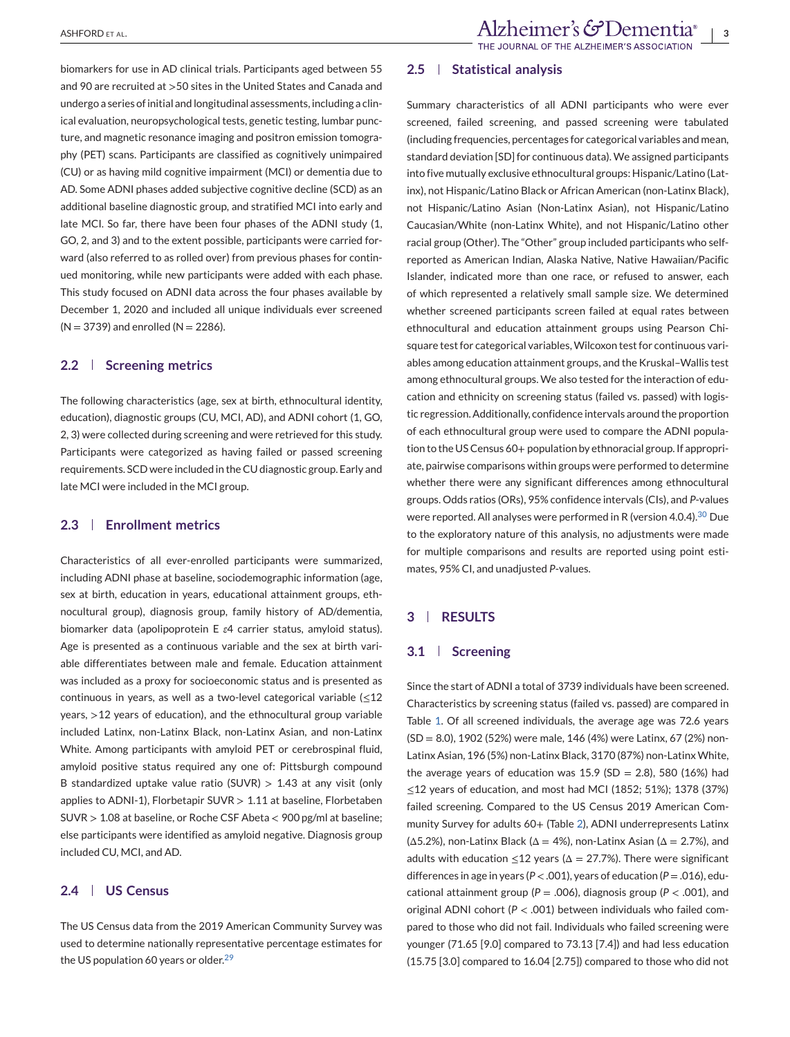biomarkers for use in AD clinical trials. Participants aged between 55 and 90 are recruited at >50 sites in the United States and Canada and undergo a series of initial and longitudinal assessments, including a clinical evaluation, neuropsychological tests, genetic testing, lumbar puncture, and magnetic resonance imaging and positron emission tomography (PET) scans. Participants are classified as cognitively unimpaired (CU) or as having mild cognitive impairment (MCI) or dementia due to AD. Some ADNI phases added subjective cognitive decline (SCD) as an additional baseline diagnostic group, and stratified MCI into early and late MCI. So far, there have been four phases of the ADNI study (1, GO, 2, and 3) and to the extent possible, participants were carried forward (also referred to as rolled over) from previous phases for continued monitoring, while new participants were added with each phase. This study focused on ADNI data across the four phases available by December 1, 2020 and included all unique individuals ever screened (N = 3739) and enrolled (N = 2286).

## 2.2 | Screening metrics

The following characteristics (age, sex at birth, ethnocultural identity, education), diagnostic groups (CU, MCI, AD), and ADNI cohort (1, GO, 2, 3) were collected during screening and were retrieved for this study. Participants were categorized as having failed or passed screening requirements. SCD were included in the CU diagnostic group. Early and late MCI were included in the MCI group.

## 2.3 | Enrollment metrics

Characteristics of all ever-enrolled participants were summarized, including ADNI phase at baseline, sociodemographic information (age, sex at birth, education in years, educational attainment groups, ethnocultural group), diagnosis group, family history of AD/dementia, biomarker data (apolipoprotein E $\varepsilon 4$ carrier status, amyloid status). Age is presented as a continuous variable and the sex at birth variable differentiates between male and female. Education attainment was included as a proxy for socioeconomic status and is presented as continuous in years, as well as a two-level categorical variable (≤12 years, >12 years of education), and the ethnocultural group variable included Latinx, non-Latinx Black, non-Latinx Asian, and non-Latinx White. Among participants with amyloid PET or cerebrospinal fluid, amyloid positive status required any one of: Pittsburgh compound B standardized uptake value ratio (SUVR) > 1.43 at any visit (only applies to ADNI-1), Florbetapir SUVR > 1.11 at baseline, Florbetaben SUVR > 1.08 at baseline, or Roche CSF Abeta < 900 pg/ml at baseline; else participants were identified as amyloid negative. Diagnosis group included CU, MCI, and AD.

## 2.4 | US Census

The US Census data from the 2019 American Community Survey was used to determine nationally representative percentage estimates for the US population 60 years or older.[29]

## 2.5 | Statistical analysis

Summary characteristics of all ADNI participants who were ever screened, failed screening, and passed screening were tabulated (including frequencies, percentages for categorical variables and mean, standard deviation [SD] for continuous data). We assigned participants into five mutually exclusive ethnocultural groups: Hispanic/Latino (Latinx), not Hispanic/Latino Black or African American (non-Latinx Black), not Hispanic/Latino Asian (Non-Latinx Asian), not Hispanic/Latino Caucasian/White (non-Latinx White), and not Hispanic/Latino other racial group (Other). The "Other" group included participants who self-reported as American Indian, Alaska Native, Native Hawaiian/Pacific Islander, indicated more than one race, or refused to answer, each of which represented a relatively small sample size. We determined whether screened participants screen failed at equal rates between ethnocultural and education attainment groups using Pearson Chi-square test for categorical variables, Wilcoxon test for continuous variables among education attainment groups, and the Kruskal–Wallis test among ethnocultural groups. We also tested for the interaction of education and ethnicity on screening status (failed vs. passed) with logistic regression. Additionally, confidence intervals around the proportion of each ethnocultural group were used to compare the ADNI population to the US Census 60+ population by ethnoracial group. If appropriate, pairwise comparisons within groups were performed to determine whether there were any significant differences among ethnocultural groups. Odds ratios (ORs), 95% confidence intervals (CIs), and *P*-values were reported. All analyses were performed in R (version 4.0.4).[30] Due to the exploratory nature of this analysis, no adjustments were made for multiple comparisons and results are reported using point estimates, 95% CI, and unadjusted *P*-values.

# 3 | RESULTS

## 3.1 | Screening

Since the start of ADNI a total of 3739 individuals have been screened. Characteristics by screening status (failed vs. passed) are compared in Table 1. Of all screened individuals, the average age was 72.6 years (SD = 8.0), 1902 (52%) were male, 146 (4%) were Latinx, 67 (2%) non-Latinx Asian, 196 (5%) non-Latinx Black, 3170 (87%) non-Latinx White, the average years of education was 15.9 (SD = 2.8), 580 (16%) had ≤12 years of education, and most had MCI (1852; 51%); 1378 (37%) failed screening. Compared to the US Census 2019 American Community Survey for adults 60+ (Table 2), ADNI underrepresents Latinx (Δ5.2%), non-Latinx Black (Δ = 4%), non-Latinx Asian (Δ = 2.7%), and adults with education ≤12 years (Δ = 27.7%). There were significant differences in age in years ($P < .001$), years of education ($P = .016$), educational attainment group ($P = .006$), diagnosis group ($P < .001$), and original ADNI cohort ($P < .001$) between individuals who failed compared to those who did not fail. Individuals who failed screening were younger (71.65 [9.0] compared to 73.13 [7.4]) and had less education (15.75 [3.0] compared to 16.04 [2.75]) compared to those who did not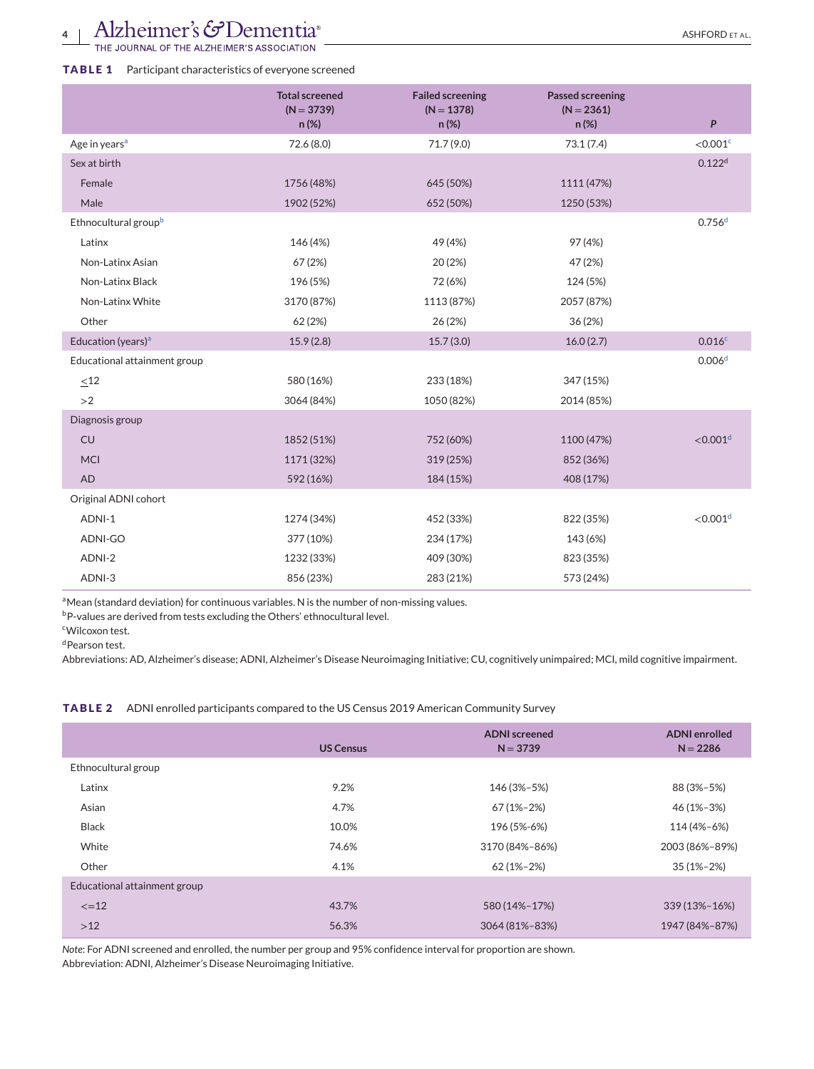**TABLE 1** Participant characteristics of everyone screened

| | Total screened (N = 3739) n (%) | Failed screening (N = 1378) n (%) | Passed screening (N = 2361) n (%) | P |
|---|---|---|---|---|
| Age in years[a] | 72.6 (8.0) | 71.7 (9.0) | 73.1 (7.4) | <0.001[c] |
| Sex at birth | | | | 0.122[d] |
| Female | 1756 (48%) | 645 (50%) | 1111 (47%) | |
| Male | 1902 (52%) | 652 (50%) | 1250 (53%) | |
| Ethnocultural group[b] | | | | 0.756[d] |
| Latinx | 146 (4%) | 49 (4%) | 97 (4%) | |
| Non-Latinx Asian | 67 (2%) | 20 (2%) | 47 (2%) | |
| Non-Latinx Black | 196 (5%) | 72 (6%) | 124 (5%) | |
| Non-Latinx White | 3170 (87%) | 1113 (87%) | 2057 (87%) | |
| Other | 62 (2%) | 26 (2%) | 36 (2%) | |
| Education (years)[a] | 15.9 (2.8) | 15.7 (3.0) | 16.0 (2.7) | 0.016[c] |
| Educational attainment group | | | | 0.006[d] |
| ≤12 | 580 (16%) | 233 (18%) | 347 (15%) | |
| >2 | 3064 (84%) | 1050 (82%) | 2014 (85%) | |
| Diagnosis group | | | | |
| CU | 1852 (51%) | 752 (60%) | 1100 (47%) | <0.001[d] |
| MCI | 1171 (32%) | 319 (25%) | 852 (36%) | |
| AD | 592 (16%) | 184 (15%) | 408 (17%) | |
| Original ADNI cohort | | | | |
| ADNI-1 | 1274 (34%) | 452 (33%) | 822 (35%) | <0.001[d] |
| ADNI-GO | 377 (10%) | 234 (17%) | 143 (6%) | |
| ADNI-2 | 1232 (33%) | 409 (30%) | 823 (35%) | |
| ADNI-3 | 856 (23%) | 283 (21%) | 573 (24%) | |

[a]Mean (standard deviation) for continuous variables. N is the number of non-missing values.
[b]P-values are derived from tests excluding the Others' ethnocultural level.
[c]Wilcoxon test.
[d]Pearson test.
Abbreviations: AD, Alzheimer's disease; ADNI, Alzheimer's Disease Neuroimaging Initiative; CU, cognitively unimpaired; MCI, mild cognitive impairment.

**TABLE 2** ADNI enrolled participants compared to the US Census 2019 American Community Survey

| | US Census | ADNI screened N = 3739 | ADNI enrolled N = 2286 |
|---|---|---|---|
| Ethnocultural group | | | |
| Latinx | 9.2% | 146 (3%–5%) | 88 (3%–5%) |
| Asian | 4.7% | 67 (1%–2%) | 46 (1%–3%) |
| Black | 10.0% | 196 (5%–6%) | 114 (4%–6%) |
| White | 74.6% | 3170 (84%–86%) | 2003 (86%–89%) |
| Other | 4.1% | 62 (1%–2%) | 35 (1%–2%) |
| Educational attainment group | | | |
| <=12 | 43.7% | 580 (14%–17%) | 339 (13%–16%) |
| >12 | 56.3% | 3064 (81%–83%) | 1947 (84%–87%) |

*Note*: For ADNI screened and enrolled, the number per group and 95% confidence interval for proportion are shown.
Abbreviation: ADNI, Alzheimer's Disease Neuroimaging Initiative.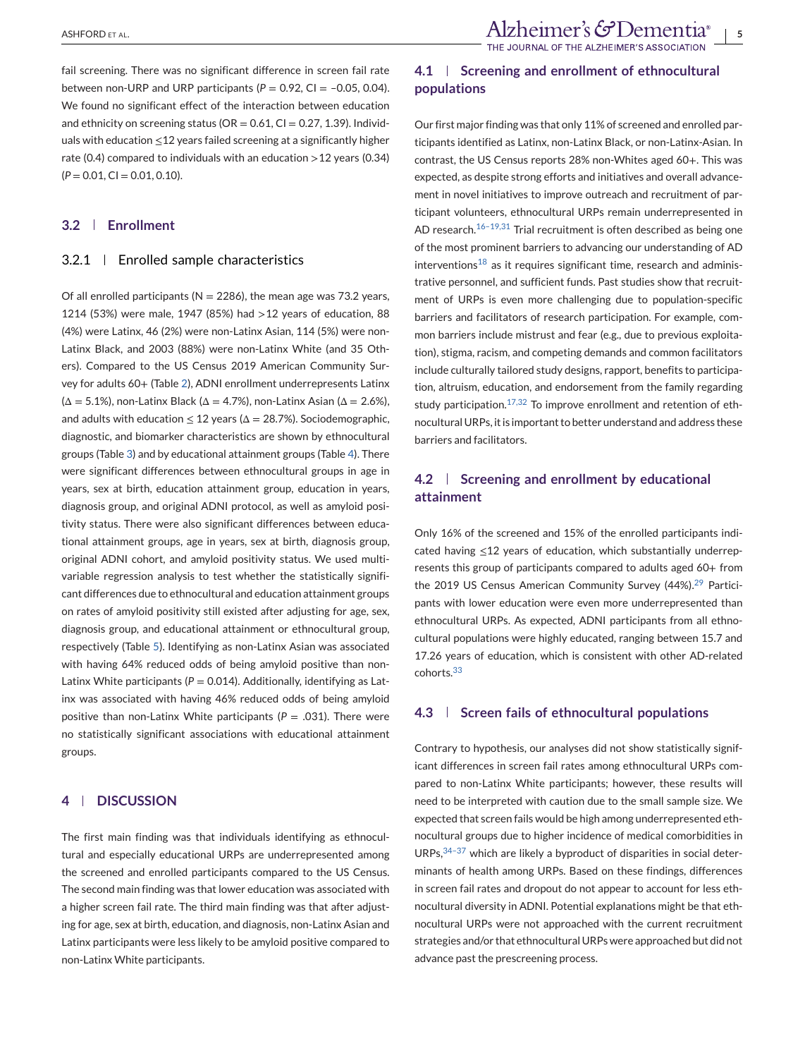fail screening. There was no significant difference in screen fail rate between non-URP and URP participants ($P = 0.92$, CI = –0.05, 0.04). We found no significant effect of the interaction between education and ethnicity on screening status (OR = 0.61, CI = 0.27, 1.39). Individuals with education ≤12 years failed screening at a significantly higher rate (0.4) compared to individuals with an education >12 years (0.34) ($P = 0.01$, CI = 0.01, 0.10).

### 3.2 | Enrollment

#### 3.2.1 | Enrolled sample characteristics

Of all enrolled participants (N = 2286), the mean age was 73.2 years, 1214 (53%) were male, 1947 (85%) had >12 years of education, 88 (4%) were Latinx, 46 (2%) were non-Latinx Asian, 114 (5%) were non-Latinx Black, and 2003 (88%) were non-Latinx White (and 35 Others). Compared to the US Census 2019 American Community Survey for adults 60+ (Table 2), ADNI enrollment underrepresents Latinx ($\Delta = 5.1\%$), non-Latinx Black ($\Delta = 4.7\%$), non-Latinx Asian ($\Delta = 2.6\%$), and adults with education ≤ 12 years ($\Delta = 28.7\%$). Sociodemographic, diagnostic, and biomarker characteristics are shown by ethnocultural groups (Table 3) and by educational attainment groups (Table 4). There were significant differences between ethnocultural groups in age in years, sex at birth, education attainment group, education in years, diagnosis group, and original ADNI protocol, as well as amyloid positivity status. There were also significant differences between educational attainment groups, age in years, sex at birth, diagnosis group, original ADNI cohort, and amyloid positivity status. We used multivariable regression analysis to test whether the statistically significant differences due to ethnocultural and education attainment groups on rates of amyloid positivity still existed after adjusting for age, sex, diagnosis group, and educational attainment or ethnocultural group, respectively (Table 5). Identifying as non-Latinx Asian was associated with having 64% reduced odds of being amyloid positive than non-Latinx White participants ($P = 0.014$). Additionally, identifying as Latinx was associated with having 46% reduced odds of being amyloid positive than non-Latinx White participants ($P = .031$). There were no statistically significant associations with educational attainment groups.

## 4 | DISCUSSION

The first main finding was that individuals identifying as ethnocultural and especially educational URPs are underrepresented among the screened and enrolled participants compared to the US Census. The second main finding was that lower education was associated with a higher screen fail rate. The third main finding was that after adjusting for age, sex at birth, education, and diagnosis, non-Latinx Asian and Latinx participants were less likely to be amyloid positive compared to non-Latinx White participants.

### 4.1 | Screening and enrollment of ethnocultural populations

Our first major finding was that only 11% of screened and enrolled participants identified as Latinx, non-Latinx Black, or non-Latinx-Asian. In contrast, the US Census reports 28% non-Whites aged 60+. This was expected, as despite strong efforts and initiatives and overall advancement in novel initiatives to improve outreach and recruitment of participant volunteers, ethnocultural URPs remain underrepresented in AD research.[16–19,31] Trial recruitment is often described as being one of the most prominent barriers to advancing our understanding of AD interventions[18] as it requires significant time, research and administrative personnel, and sufficient funds. Past studies show that recruitment of URPs is even more challenging due to population-specific barriers and facilitators of research participation. For example, common barriers include mistrust and fear (e.g., due to previous exploitation), stigma, racism, and competing demands and common facilitators include culturally tailored study designs, rapport, benefits to participation, altruism, education, and endorsement from the family regarding study participation.[17,32] To improve enrollment and retention of ethnocultural URPs, it is important to better understand and address these barriers and facilitators.

### 4.2 | Screening and enrollment by educational attainment

Only 16% of the screened and 15% of the enrolled participants indicated having ≤12 years of education, which substantially underrepresents this group of participants compared to adults aged 60+ from the 2019 US Census American Community Survey (44%).[29] Participants with lower education were even more underrepresented than ethnocultural URPs. As expected, ADNI participants from all ethnocultural populations were highly educated, ranging between 15.7 and 17.26 years of education, which is consistent with other AD-related cohorts.[33]

### 4.3 | Screen fails of ethnocultural populations

Contrary to hypothesis, our analyses did not show statistically significant differences in screen fail rates among ethnocultural URPs compared to non-Latinx White participants; however, these results will need to be interpreted with caution due to the small sample size. We expected that screen fails would be high among underrepresented ethnocultural groups due to higher incidence of medical comorbidities in URPs,[34–37] which are likely a byproduct of disparities in social determinants of health among URPs. Based on these findings, differences in screen fail rates and dropout do not appear to account for less ethnocultural diversity in ADNI. Potential explanations might be that ethnocultural URPs were not approached with the current recruitment strategies and/or that ethnocultural URPs were approached but did not advance past the prescreening process.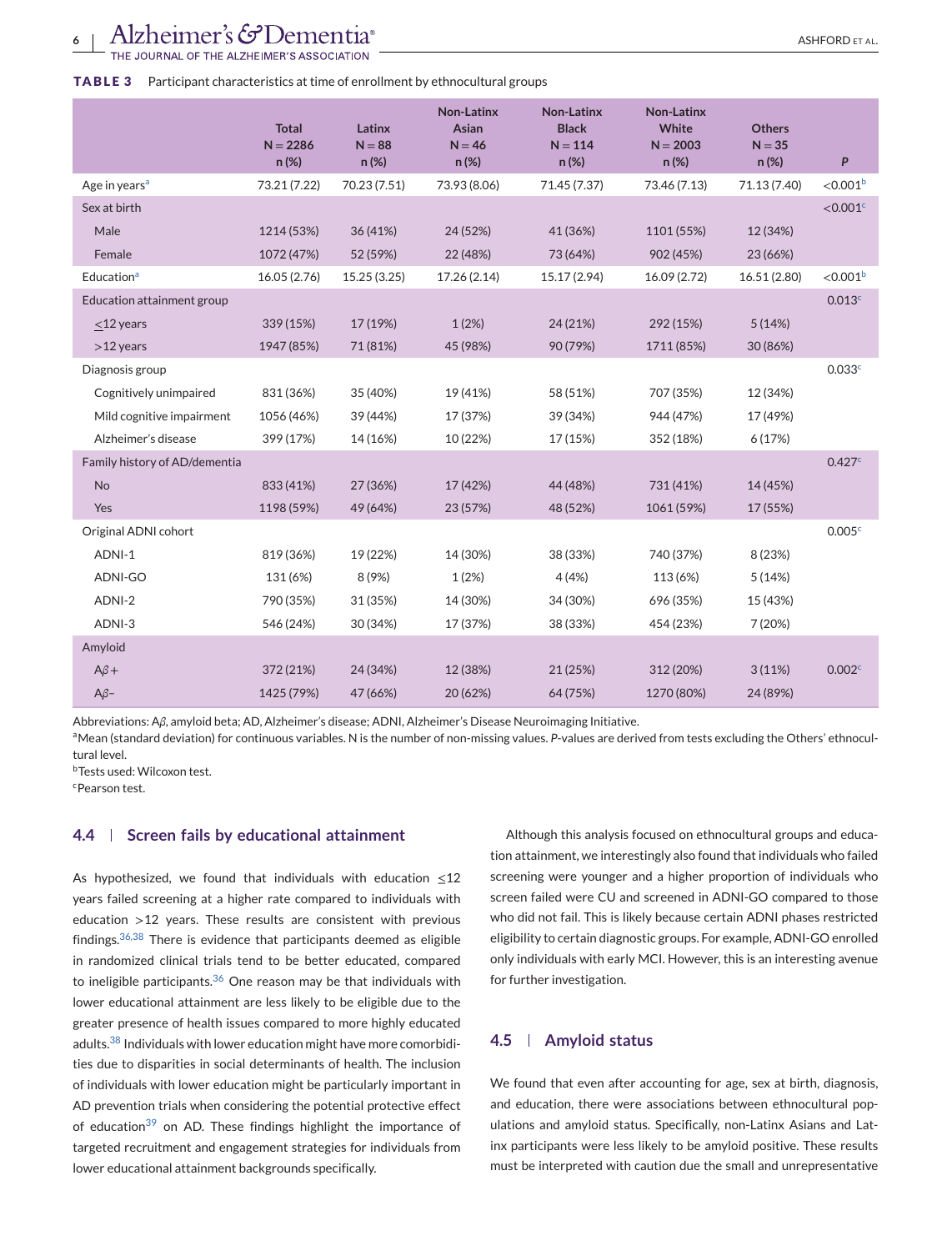**TABLE 3** Participant characteristics at time of enrollment by ethnocultural groups

| | Total N = 2286 n (%) | Latinx N = 88 n (%) | Non-Latinx Asian N = 46 n (%) | Non-Latinx Black N = 114 n (%) | Non-Latinx White N = 2003 n (%) | Others N = 35 n (%) | P |
|---|---|---|---|---|---|---|---|
| Age in years[a] | 73.21 (7.22) | 70.23 (7.51) | 73.93 (8.06) | 71.45 (7.37) | 73.46 (7.13) | 71.13 (7.40) | <0.001[b] |
| Sex at birth | | | | | | | <0.001[c] |
| Male | 1214 (53%) | 36 (41%) | 24 (52%) | 41 (36%) | 1101 (55%) | 12 (34%) | |
| Female | 1072 (47%) | 52 (59%) | 22 (48%) | 73 (64%) | 902 (45%) | 23 (66%) | |
| Education[a] | 16.05 (2.76) | 15.25 (3.25) | 17.26 (2.14) | 15.17 (2.94) | 16.09 (2.72) | 16.51 (2.80) | <0.001[b] |
| Education attainment group | | | | | | | 0.013[c] |
| ≤12 years | 339 (15%) | 17 (19%) | 1 (2%) | 24 (21%) | 292 (15%) | 5 (14%) | |
| >12 years | 1947 (85%) | 71 (81%) | 45 (98%) | 90 (79%) | 1711 (85%) | 30 (86%) | |
| Diagnosis group | | | | | | | 0.033[c] |
| Cognitively unimpaired | 831 (36%) | 35 (40%) | 19 (41%) | 58 (51%) | 707 (35%) | 12 (34%) | |
| Mild cognitive impairment | 1056 (46%) | 39 (44%) | 17 (37%) | 39 (34%) | 944 (47%) | 17 (49%) | |
| Alzheimer's disease | 399 (17%) | 14 (16%) | 10 (22%) | 17 (15%) | 352 (18%) | 6 (17%) | |
| Family history of AD/dementia | | | | | | | 0.427[c] |
| No | 833 (41%) | 27 (36%) | 17 (42%) | 44 (48%) | 731 (41%) | 14 (45%) | |
| Yes | 1198 (59%) | 49 (64%) | 23 (57%) | 48 (52%) | 1061 (59%) | 17 (55%) | |
| Original ADNI cohort | | | | | | | 0.005[c] |
| ADNI-1 | 819 (36%) | 19 (22%) | 14 (30%) | 38 (33%) | 740 (37%) | 8 (23%) | |
| ADNI-GO | 131 (6%) | 8 (9%) | 1 (2%) | 4 (4%) | 113 (6%) | 5 (14%) | |
| ADNI-2 | 790 (35%) | 31 (35%) | 14 (30%) | 34 (30%) | 696 (35%) | 15 (43%) | |
| ADNI-3 | 546 (24%) | 30 (34%) | 17 (37%) | 38 (33%) | 454 (23%) | 7 (20%) | |
| Amyloid | | | | | | | |
| Aβ+ | 372 (21%) | 24 (34%) | 12 (38%) | 21 (25%) | 312 (20%) | 3 (11%) | 0.002[c] |
| Aβ– | 1425 (79%) | 47 (66%) | 20 (62%) | 64 (75%) | 1270 (80%) | 24 (89%) | |

Abbreviations: Aβ, amyloid beta; AD, Alzheimer's disease; ADNI, Alzheimer's Disease Neuroimaging Initiative.
[a]Mean (standard deviation) for continuous variables. N is the number of non-missing values. *P*-values are derived from tests excluding the Others' ethnocultural level.
[b]Tests used: Wilcoxon test.
[c]Pearson test.

### 4.4 | Screen fails by educational attainment

As hypothesized, we found that individuals with education ≤12 years failed screening at a higher rate compared to individuals with education >12 years. These results are consistent with previous findings.[36,38] There is evidence that participants deemed as eligible in randomized clinical trials tend to be better educated, compared to ineligible participants.[36] One reason may be that individuals with lower educational attainment are less likely to be eligible due to the greater presence of health issues compared to more highly educated adults.[38] Individuals with lower education might have more comorbidities due to disparities in social determinants of health. The inclusion of individuals with lower education might be particularly important in AD prevention trials when considering the potential protective effect of education[39] on AD. These findings highlight the importance of targeted recruitment and engagement strategies for individuals from lower educational attainment backgrounds specifically.

Although this analysis focused on ethnocultural groups and education attainment, we interestingly also found that individuals who failed screening were younger and a higher proportion of individuals who screen failed were CU and screened in ADNI-GO compared to those who did not fail. This is likely because certain ADNI phases restricted eligibility to certain diagnostic groups. For example, ADNI-GO enrolled only individuals with early MCI. However, this is an interesting avenue for further investigation.

### 4.5 | Amyloid status

We found that even after accounting for age, sex at birth, diagnosis, and education, there were associations between ethnocultural populations and amyloid status. Specifically, non-Latinx Asians and Latinx participants were less likely to be amyloid positive. These results must be interpreted with caution due the small and unrepresentative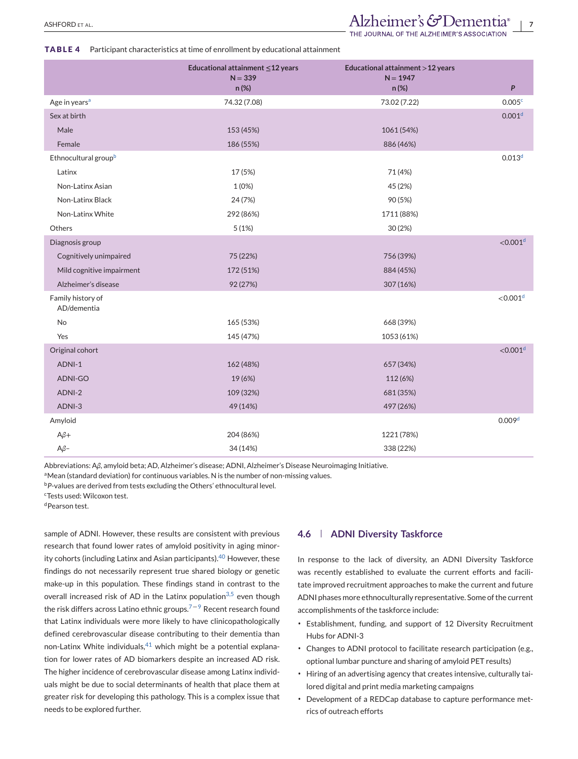**TABLE 4** Participant characteristics at time of enrollment by educational attainment

| | Educational attainment ≤12 years N = 339 n (%) | Educational attainment >12 years N = 1947 n (%) | P |
|---|---|---|---|
| Age in years[a] | 74.32 (7.08) | 73.02 (7.22) | 0.005[c] |
| Sex at birth | | | 0.001[d] |
| Male | 153 (45%) | 1061 (54%) | |
| Female | 186 (55%) | 886 (46%) | |
| Ethnocultural group[b] | | | 0.013[d] |
| Latinx | 17 (5%) | 71 (4%) | |
| Non-Latinx Asian | 1 (0%) | 45 (2%) | |
| Non-Latinx Black | 24 (7%) | 90 (5%) | |
| Non-Latinx White | 292 (86%) | 1711 (88%) | |
| Others | 5 (1%) | 30 (2%) | |
| Diagnosis group | | | <0.001[d] |
| Cognitively unimpaired | 75 (22%) | 756 (39%) | |
| Mild cognitive impairment | 172 (51%) | 884 (45%) | |
| Alzheimer's disease | 92 (27%) | 307 (16%) | |
| Family history of AD/dementia | | | <0.001[d] |
| No | 165 (53%) | 668 (39%) | |
| Yes | 145 (47%) | 1053 (61%) | |
| Original cohort | | | <0.001[d] |
| ADNI-1 | 162 (48%) | 657 (34%) | |
| ADNI-GO | 19 (6%) | 112 (6%) | |
| ADNI-2 | 109 (32%) | 681 (35%) | |
| ADNI-3 | 49 (14%) | 497 (26%) | |
| Amyloid | | | 0.009[d] |
| A$\beta$+ | 204 (86%) | 1221 (78%) | |
| A$\beta$− | 34 (14%) | 338 (22%) | |

Abbreviations: A$\beta$, amyloid beta; AD, Alzheimer's disease; ADNI, Alzheimer's Disease Neuroimaging Initiative.
[a]Mean (standard deviation) for continuous variables. N is the number of non-missing values.
[b]*P*-values are derived from tests excluding the Others' ethnocultural level.
[c]Tests used: Wilcoxon test.
[d]Pearson test.

sample of ADNI. However, these results are consistent with previous research that found lower rates of amyloid positivity in aging minority cohorts (including Latinx and Asian participants).[40] However, these findings do not necessarily represent true shared biology or genetic make-up in this population. These findings stand in contrast to the overall increased risk of AD in the Latinx population[3,5] even though the risk differs across Latino ethnic groups.[7–9] Recent research found that Latinx individuals were more likely to have clinicopathologically defined cerebrovascular disease contributing to their dementia than non-Latinx White individuals,[41] which might be a potential explanation for lower rates of AD biomarkers despite an increased AD risk. The higher incidence of cerebrovascular disease among Latinx individuals might be due to social determinants of health that place them at greater risk for developing this pathology. This is a complex issue that needs to be explored further.

### 4.6 | ADNI Diversity Taskforce

In response to the lack of diversity, an ADNI Diversity Taskforce was recently established to evaluate the current efforts and facilitate improved recruitment approaches to make the current and future ADNI phases more ethnoculturally representative. Some of the current accomplishments of the taskforce include:

- Establishment, funding, and support of 12 Diversity Recruitment Hubs for ADNI-3
- Changes to ADNI protocol to facilitate research participation (e.g., optional lumbar puncture and sharing of amyloid PET results)
- Hiring of an advertising agency that creates intensive, culturally tailored digital and print media marketing campaigns
- Development of a REDCap database to capture performance metrics of outreach efforts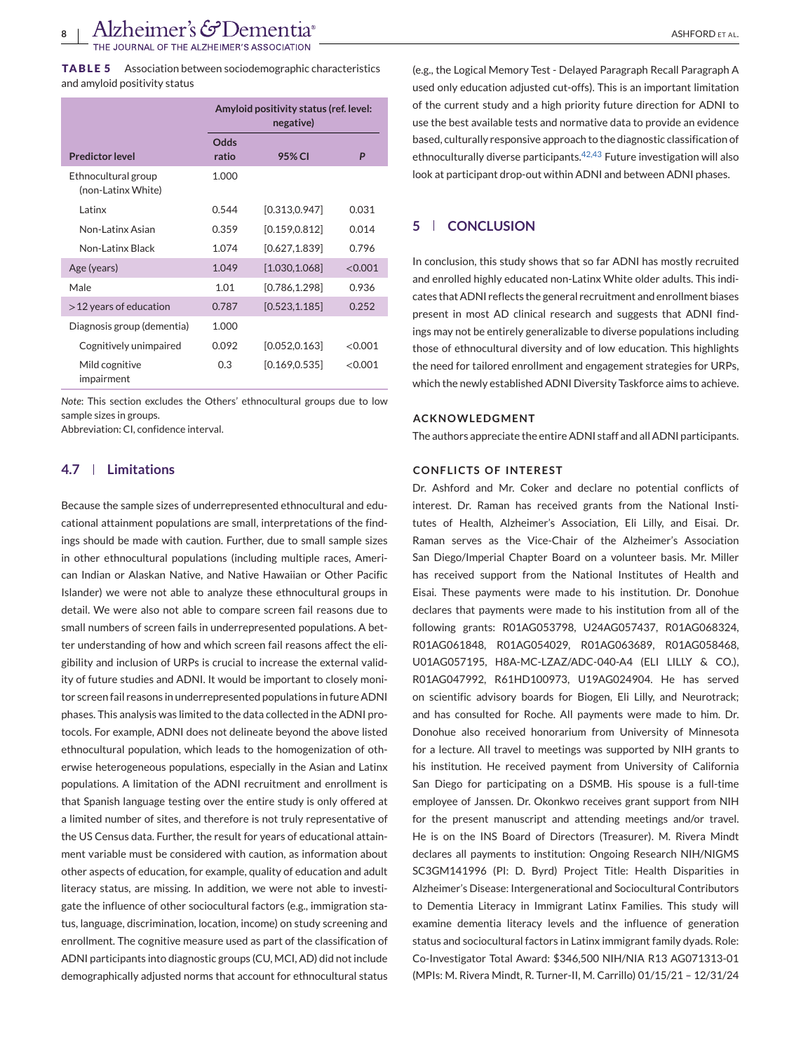**TABLE 5** Association between sociodemographic characteristics and amyloid positivity status

| Predictor level | Amyloid positivity status (ref. level: negative) | | |
|---|---|---|---|
| | Odds ratio | 95% CI | P |
| Ethnocultural group (non-Latinx White) | 1.000 | | |
| Latinx | 0.544 | [0.313,0.947] | 0.031 |
| Non-Latinx Asian | 0.359 | [0.159,0.812] | 0.014 |
| Non-Latinx Black | 1.074 | [0.627,1.839] | 0.796 |
| Age (years) | 1.049 | [1.030,1.068] | <0.001 |
| Male | 1.01 | [0.786,1.298] | 0.936 |
| >12 years of education | 0.787 | [0.523,1.185] | 0.252 |
| Diagnosis group (dementia) | 1.000 | | |
| Cognitively unimpaired | 0.092 | [0.052,0.163] | <0.001 |
| Mild cognitive impairment | 0.3 | [0.169,0.535] | <0.001 |

*Note*: This section excludes the Others' ethnocultural groups due to low sample sizes in groups.
Abbreviation: CI, confidence interval.

### 4.7 | Limitations

Because the sample sizes of underrepresented ethnocultural and educational attainment populations are small, interpretations of the findings should be made with caution. Further, due to small sample sizes in other ethnocultural populations (including multiple races, American Indian or Alaskan Native, and Native Hawaiian or Other Pacific Islander) we were not able to analyze these ethnocultural groups in detail. We were also not able to compare screen fail reasons due to small numbers of screen fails in underrepresented populations. A better understanding of how and which screen fail reasons affect the eligibility and inclusion of URPs is crucial to increase the external validity of future studies and ADNI. It would be important to closely monitor screen fail reasons in underrepresented populations in future ADNI phases. This analysis was limited to the data collected in the ADNI protocols. For example, ADNI does not delineate beyond the above listed ethnocultural population, which leads to the homogenization of otherwise heterogeneous populations, especially in the Asian and Latinx populations. A limitation of the ADNI recruitment and enrollment is that Spanish language testing over the entire study is only offered at a limited number of sites, and therefore is not truly representative of the US Census data. Further, the result for years of educational attainment variable must be considered with caution, as information about other aspects of education, for example, quality of education and adult literacy status, are missing. In addition, we were not able to investigate the influence of other sociocultural factors (e.g., immigration status, language, discrimination, location, income) on study screening and enrollment. The cognitive measure used as part of the classification of ADNI participants into diagnostic groups (CU, MCI, AD) did not include demographically adjusted norms that account for ethnocultural status (e.g., the Logical Memory Test - Delayed Paragraph Recall Paragraph A used only education adjusted cut-offs). This is an important limitation of the current study and a high priority future direction for ADNI to use the best available tests and normative data to provide an evidence based, culturally responsive approach to the diagnostic classification of ethnoculturally diverse participants.[42,43] Future investigation will also look at participant drop-out within ADNI and between ADNI phases.

## 5 | CONCLUSION

In conclusion, this study shows that so far ADNI has mostly recruited and enrolled highly educated non-Latinx White older adults. This indicates that ADNI reflects the general recruitment and enrollment biases present in most AD clinical research and suggests that ADNI findings may not be entirely generalizable to diverse populations including those of ethnocultural diversity and of low education. This highlights the need for tailored enrollment and engagement strategies for URPs, which the newly established ADNI Diversity Taskforce aims to achieve.

#### ACKNOWLEDGMENT

The authors appreciate the entire ADNI staff and all ADNI participants.

#### CONFLICTS OF INTEREST

Dr. Ashford and Mr. Coker and declare no potential conflicts of interest. Dr. Raman has received grants from the National Institutes of Health, Alzheimer's Association, Eli Lilly, and Eisai. Dr. Raman serves as the Vice-Chair of the Alzheimer's Association San Diego/Imperial Chapter Board on a volunteer basis. Mr. Miller has received support from the National Institutes of Health and Eisai. These payments were made to his institution. Dr. Donohue declares that payments were made to his institution from all of the following grants: R01AG053798, U24AG057437, R01AG068324, R01AG061848, R01AG054029, R01AG063689, R01AG058468, U01AG057195, H8A-MC-LZAZ/ADC-040-A4 (ELI LILLY & CO.), R01AG047992, R61HD100973, U19AG024904. He has served on scientific advisory boards for Biogen, Eli Lilly, and Neurotrack; and has consulted for Roche. All payments were made to him. Dr. Donohue also received honorarium from University of Minnesota for a lecture. All travel to meetings was supported by NIH grants to his institution. He received payment from University of California San Diego for participating on a DSMB. His spouse is a full-time employee of Janssen. Dr. Okonkwo receives grant support from NIH for the present manuscript and attending meetings and/or travel. He is on the INS Board of Directors (Treasurer). M. Rivera Mindt declares all payments to institution: Ongoing Research NIH/NIGMS SC3GM141996 (PI: D. Byrd) Project Title: Health Disparities in Alzheimer's Disease: Intergenerational and Sociocultural Contributors to Dementia Literacy in Immigrant Latinx Families. This study will examine dementia literacy levels and the influence of generation status and sociocultural factors in Latinx immigrant family dyads. Role: Co-Investigator Total Award: $346,500 NIH/NIA R13 AG071313-01 (MPIs: M. Rivera Mindt, R. Turner-II, M. Carrillo) 01/15/21 – 12/31/24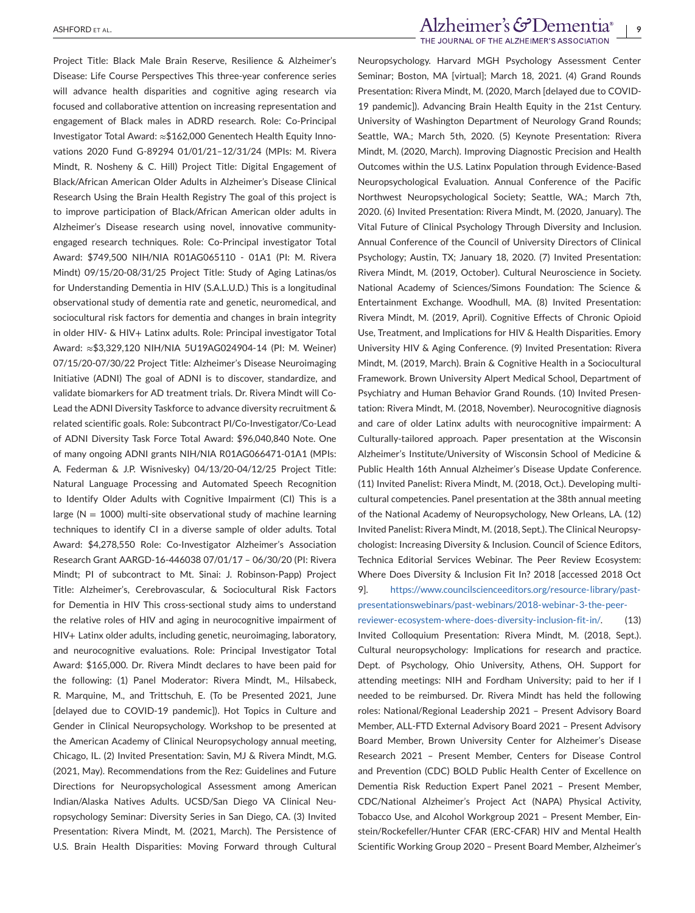Project Title: Black Male Brain Reserve, Resilience & Alzheimer's Disease: Life Course Perspectives This three-year conference series will advance health disparities and cognitive aging research via focused and collaborative attention on increasing representation and engagement of Black males in ADRD research. Role: Co-Principal Investigator Total Award: ≈$162,000 Genentech Health Equity Innovations 2020 Fund G-89294 01/01/21–12/31/24 (MPIs: M. Rivera Mindt, R. Nosheny & C. Hill) Project Title: Digital Engagement of Black/African American Older Adults in Alzheimer's Disease Clinical Research Using the Brain Health Registry The goal of this project is to improve participation of Black/African American older adults in Alzheimer's Disease research using novel, innovative community-engaged research techniques. Role: Co-Principal investigator Total Award: $749,500 NIH/NIA R01AG065110 - 01A1 (PI: M. Rivera Mindt) 09/15/20-08/31/25 Project Title: Study of Aging Latinas/os for Understanding Dementia in HIV (S.A.L.U.D.) This is a longitudinal observational study of dementia rate and genetic, neuromedical, and sociocultural risk factors for dementia and changes in brain integrity in older HIV- & HIV+ Latinx adults. Role: Principal investigator Total Award: ≈$3,329,120 NIH/NIA 5U19AG024904-14 (PI: M. Weiner) 07/15/20-07/30/22 Project Title: Alzheimer's Disease Neuroimaging Initiative (ADNI) The goal of ADNI is to discover, standardize, and validate biomarkers for AD treatment trials. Dr. Rivera Mindt will Co-Lead the ADNI Diversity Taskforce to advance diversity recruitment & related scientific goals. Role: Subcontract PI/Co-Investigator/Co-Lead of ADNI Diversity Task Force Total Award: $96,040,840 Note. One of many ongoing ADNI grants NIH/NIA R01AG066471-01A1 (MPIs: A. Federman & J.P. Wisnivesky) 04/13/20-04/12/25 Project Title: Natural Language Processing and Automated Speech Recognition to Identify Older Adults with Cognitive Impairment (CI) This is a large (N = 1000) multi-site observational study of machine learning techniques to identify CI in a diverse sample of older adults. Total Award: $4,278,550 Role: Co-Investigator Alzheimer's Association Research Grant AARGD-16-446038 07/01/17 – 06/30/20 (PI: Rivera Mindt; PI of subcontract to Mt. Sinai: J. Robinson-Papp) Project Title: Alzheimer's, Cerebrovascular, & Sociocultural Risk Factors for Dementia in HIV This cross-sectional study aims to understand the relative roles of HIV and aging in neurocognitive impairment of HIV+ Latinx older adults, including genetic, neuroimaging, laboratory, and neurocognitive evaluations. Role: Principal Investigator Total Award: $165,000. Dr. Rivera Mindt declares to have been paid for the following: (1) Panel Moderator: Rivera Mindt, M., Hilsabeck, R. Marquine, M., and Trittschuh, E. (To be Presented 2021, June [delayed due to COVID-19 pandemic]). Hot Topics in Culture and Gender in Clinical Neuropsychology. Workshop to be presented at the American Academy of Clinical Neuropsychology annual meeting, Chicago, IL. (2) Invited Presentation: Savin, MJ & Rivera Mindt, M.G. (2021, May). Recommendations from the Rez: Guidelines and Future Directions for Neuropsychological Assessment among American Indian/Alaska Natives Adults. UCSD/San Diego VA Clinical Neuropsychology Seminar: Diversity Series in San Diego, CA. (3) Invited Presentation: Rivera Mindt, M. (2021, March). The Persistence of U.S. Brain Health Disparities: Moving Forward through Cultural Neuropsychology. Harvard MGH Psychology Assessment Center Seminar; Boston, MA [virtual]; March 18, 2021. (4) Grand Rounds Presentation: Rivera Mindt, M. (2020, March [delayed due to COVID-19 pandemic]). Advancing Brain Health Equity in the 21st Century. University of Washington Department of Neurology Grand Rounds; Seattle, WA.; March 5th, 2020. (5) Keynote Presentation: Rivera Mindt, M. (2020, March). Improving Diagnostic Precision and Health Outcomes within the U.S. Latinx Population through Evidence-Based Neuropsychological Evaluation. Annual Conference of the Pacific Northwest Neuropsychological Society; Seattle, WA.; March 7th, 2020. (6) Invited Presentation: Rivera Mindt, M. (2020, January). The Vital Future of Clinical Psychology Through Diversity and Inclusion. Annual Conference of the Council of University Directors of Clinical Psychology; Austin, TX; January 18, 2020. (7) Invited Presentation: Rivera Mindt, M. (2019, October). Cultural Neuroscience in Society. National Academy of Sciences/Simons Foundation: The Science & Entertainment Exchange. Woodhull, MA. (8) Invited Presentation: Rivera Mindt, M. (2019, April). Cognitive Effects of Chronic Opioid Use, Treatment, and Implications for HIV & Health Disparities. Emory University HIV & Aging Conference. (9) Invited Presentation: Rivera Mindt, M. (2019, March). Brain & Cognitive Health in a Sociocultural Framework. Brown University Alpert Medical School, Department of Psychiatry and Human Behavior Grand Rounds. (10) Invited Presentation: Rivera Mindt, M. (2018, November). Neurocognitive diagnosis and care of older Latinx adults with neurocognitive impairment: A Culturally-tailored approach. Paper presentation at the Wisconsin Alzheimer's Institute/University of Wisconsin School of Medicine & Public Health 16th Annual Alzheimer's Disease Update Conference. (11) Invited Panelist: Rivera Mindt, M. (2018, Oct.). Developing multicultural competencies. Panel presentation at the 38th annual meeting of the National Academy of Neuropsychology, New Orleans, LA. (12) Invited Panelist: Rivera Mindt, M. (2018, Sept.). The Clinical Neuropsychologist: Increasing Diversity & Inclusion. Council of Science Editors, Technica Editorial Services Webinar. The Peer Review Ecosystem: Where Does Diversity & Inclusion Fit In? 2018 [accessed 2018 Oct 9]. https://www.councilscienceeditors.org/resource-library/past-presentationswebinars/past-webinars/2018-webinar-3-the-peer-reviewer-ecosystem-where-does-diversity-inclusion-fit-in/. (13) Invited Colloquium Presentation: Rivera Mindt, M. (2018, Sept.). Cultural neuropsychology: Implications for research and practice. Dept. of Psychology, Ohio University, Athens, OH. Support for attending meetings: NIH and Fordham University; paid to her if I needed to be reimbursed. Dr. Rivera Mindt has held the following roles: National/Regional Leadership 2021 – Present Advisory Board Member, ALL-FTD External Advisory Board 2021 – Present Advisory Board Member, Brown University Center for Alzheimer's Disease Research 2021 – Present Member, Centers for Disease Control and Prevention (CDC) BOLD Public Health Center of Excellence on Dementia Risk Reduction Expert Panel 2021 – Present Member, CDC/National Alzheimer's Project Act (NAPA) Physical Activity, Tobacco Use, and Alcohol Workgroup 2021 – Present Member, Einstein/Rockefeller/Hunter CFAR (ERC-CFAR) HIV and Mental Health Scientific Working Group 2020 – Present Board Member, Alzheimer's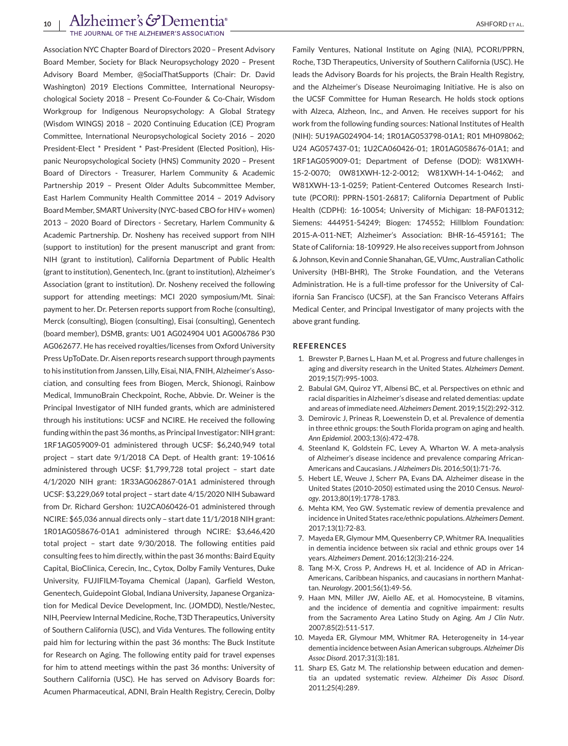Association NYC Chapter Board of Directors 2020 – Present Advisory Board Member, Society for Black Neuropsychology 2020 – Present Advisory Board Member, @SocialThatSupports (Chair: Dr. David Washington) 2019 Elections Committee, International Neuropsychological Society 2018 – Present Co-Founder & Co-Chair, Wisdom Workgroup for Indigenous Neuropsychology: A Global Strategy (Wisdom WINGS) 2018 – 2020 Continuing Education (CE) Program Committee, International Neuropsychological Society 2016 – 2020 President-Elect * President * Past-President (Elected Position), Hispanic Neuropsychological Society (HNS) Community 2020 – Present Board of Directors - Treasurer, Harlem Community & Academic Partnership 2019 – Present Older Adults Subcommittee Member, East Harlem Community Health Committee 2014 – 2019 Advisory Board Member, SMART University (NYC-based CBO for HIV+ women) 2013 – 2020 Board of Directors - Secretary, Harlem Community & Academic Partnership. Dr. Nosheny has received support from NIH (support to institution) for the present manuscript and grant from: NIH (grant to institution), California Department of Public Health (grant to institution), Genentech, Inc. (grant to institution), Alzheimer's Association (grant to institution). Dr. Nosheny received the following support for attending meetings: MCI 2020 symposium/Mt. Sinai: payment to her. Dr. Petersen reports support from Roche (consulting), Merck (consulting), Biogen (consulting), Eisai (consulting), Genentech (board member), DSMB, grants: U01 AG024904 U01 AG006786 P30 AG062677. He has received royalties/licenses from Oxford University Press UpToDate. Dr. Aisen reports research support through payments to his institution from Janssen, Lilly, Eisai, NIA, FNIH, Alzheimer's Association, and consulting fees from Biogen, Merck, Shionogi, Rainbow Medical, ImmunoBrain Checkpoint, Roche, Abbvie. Dr. Weiner is the Principal Investigator of NIH funded grants, which are administered through his institutions: UCSF and NCIRE. He received the following funding within the past 36 months, as Principal Investigator: NIH grant: 1RF1AG059009-01 administered through UCSF: $6,240,949 total project – start date 9/1/2018 CA Dept. of Health grant: 19-10616 administered through UCSF: $1,799,728 total project – start date 4/1/2020 NIH grant: 1R33AG062867-01A1 administered through UCSF: $3,229,069 total project – start date 4/15/2020 NIH Subaward from Dr. Richard Gershon: 1U2CA060426-01 administered through NCIRE: $65,036 annual directs only – start date 11/1/2018 NIH grant: 1R01AG058676-01A1 administered through NCIRE: $3,646,420 total project – start date 9/30/2018. The following entities paid consulting fees to him directly, within the past 36 months: Baird Equity Capital, BioClinica, Cerecin, Inc., Cytox, Dolby Family Ventures, Duke University, FUJIFILM-Toyama Chemical (Japan), Garfield Weston, Genentech, Guidepoint Global, Indiana University, Japanese Organization for Medical Device Development, Inc. (JOMDD), Nestle/Nestec, NIH, Peerview Internal Medicine, Roche, T3D Therapeutics, University of Southern California (USC), and Vida Ventures. The following entity paid him for lecturing within the past 36 months: The Buck Institute for Research on Aging. The following entity paid for travel expenses for him to attend meetings within the past 36 months: University of Southern California (USC). He has served on Advisory Boards for: Acumen Pharmaceutical, ADNI, Brain Health Registry, Cerecin, Dolby Family Ventures, National Institute on Aging (NIA), PCORI/PPRN, Roche, T3D Therapeutics, University of Southern California (USC). He leads the Advisory Boards for his projects, the Brain Health Registry, and the Alzheimer's Disease Neuroimaging Initiative. He is also on the UCSF Committee for Human Research. He holds stock options with Alzeca, Alzheon, Inc., and Anven. He receives support for his work from the following funding sources: National Institutes of Health (NIH): 5U19AG024904-14; 1R01AG053798-01A1; R01 MH098062; U24 AG057437-01; 1U2CA060426-01; 1R01AG058676-01A1; and 1RF1AG059009-01; Department of Defense (DOD): W81XWH-15-2-0070; 0W81XWH-12-2-0012; W81XWH-14-1-0462; and W81XWH-13-1-0259; Patient-Centered Outcomes Research Institute (PCORI): PPRN-1501-26817; California Department of Public Health (CDPH): 16-10054; University of Michigan: 18-PAF01312; Siemens: 444951-54249; Biogen: 174552; Hillblom Foundation: 2015-A-011-NET; Alzheimer's Association: BHR-16-459161; The State of California: 18-109929. He also receives support from Johnson & Johnson, Kevin and Connie Shanahan, GE, VUmc, Australian Catholic University (HBI-BHR), The Stroke Foundation, and the Veterans Administration. He is a full-time professor for the University of California San Francisco (UCSF), at the San Francisco Veterans Affairs Medical Center, and Principal Investigator of many projects with the above grant funding.

## REFERENCES

1. Brewster P, Barnes L, Haan M, et al. Progress and future challenges in aging and diversity research in the United States. *Alzheimers Dement*. 2019;15(7):995-1003.
2. Babulal GM, Quiroz YT, Albensi BC, et al. Perspectives on ethnic and racial disparities in Alzheimer's disease and related dementias: update and areas of immediate need. *Alzheimers Dement*. 2019;15(2):292-312.
3. Demirovic J, Prineas R, Loewenstein D, et al. Prevalence of dementia in three ethnic groups: the South Florida program on aging and health. *Ann Epidemiol*. 2003;13(6):472-478.
4. Steenland K, Goldstein FC, Levey A, Wharton W. A meta-analysis of Alzheimer's disease incidence and prevalence comparing African-Americans and Caucasians. *J Alzheimers Dis*. 2016;50(1):71-76.
5. Hebert LE, Weuve J, Scherr PA, Evans DA. Alzheimer disease in the United States (2010-2050) estimated using the 2010 Census. *Neurology*. 2013;80(19):1778-1783.
6. Mehta KM, Yeo GW. Systematic review of dementia prevalence and incidence in United States race/ethnic populations. *Alzheimers Dement*. 2017;13(1):72-83.
7. Mayeda ER, Glymour MM, Quesenberry CP, Whitmer RA. Inequalities in dementia incidence between six racial and ethnic groups over 14 years. *Alzheimers Dement*. 2016;12(3):216-224.
8. Tang M-X, Cross P, Andrews H, et al. Incidence of AD in African-Americans, Caribbean hispanics, and caucasians in northern Manhattan. *Neurology*. 2001;56(1):49-56.
9. Haan MN, Miller JW, Aiello AE, et al. Homocysteine, B vitamins, and the incidence of dementia and cognitive impairment: results from the Sacramento Area Latino Study on Aging. *Am J Clin Nutr*. 2007;85(2):511-517.
10. Mayeda ER, Glymour MM, Whitmer RA. Heterogeneity in 14-year dementia incidence between Asian American subgroups. *Alzheimer Dis Assoc Disord*. 2017;31(3):181.
11. Sharp ES, Gatz M. The relationship between education and dementia an updated systematic review. *Alzheimer Dis Assoc Disord*. 2011;25(4):289.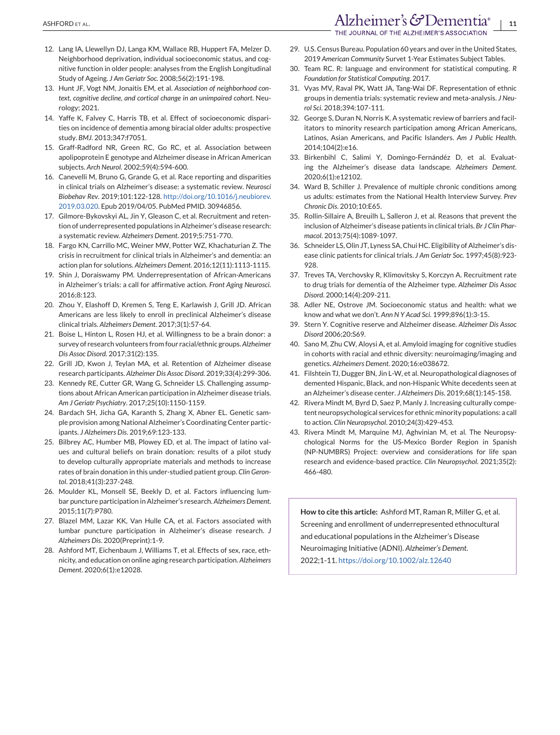12. Lang IA, Llewellyn DJ, Langa KM, Wallace RB, Huppert FA, Melzer D. Neighborhood deprivation, individual socioeconomic status, and cognitive function in older people: analyses from the English Longitudinal Study of Ageing. *J Am Geriatr Soc*. 2008;56(2):191-198.
13. Hunt JF, Vogt NM, Jonaitis EM, et al. *Association of neighborhood context, cognitive decline, and cortical change in an unimpaired cohort*. Neurology; 2021.
14. Yaffe K, Falvey C, Harris TB, et al. Effect of socioeconomic disparities on incidence of dementia among biracial older adults: prospective study. *BMJ*. 2013;347:f7051.
15. Graff-Radford NR, Green RC, Go RC, et al. Association between apolipoprotein E genotype and Alzheimer disease in African American subjects. *Arch Neurol*. 2002;59(4):594-600.
16. Canevelli M, Bruno G, Grande G, et al. Race reporting and disparities in clinical trials on Alzheimer's disease: a systematic review. *Neurosci Biobehav Rev*. 2019;101:122-128. http://doi.org/10.1016/j.neubiorev.2019.03.020. Epub 2019/04/05. PubMed PMID. 30946856.
17. Gilmore-Bykovskyi AL, Jin Y, Gleason C, et al. Recruitment and retention of underrepresented populations in Alzheimer's disease research: a systematic review. *Alzheimers Dement*. 2019;5:751-770.
18. Fargo KN, Carrillo MC, Weiner MW, Potter WZ, Khachaturian Z. The crisis in recruitment for clinical trials in Alzheimer's and dementia: an action plan for solutions. *Alzheimers Dement*. 2016;12(11):1113-1115.
19. Shin J, Doraiswamy PM. Underrepresentation of African-Americans in Alzheimer's trials: a call for affirmative action. *Front Aging Neurosci*. 2016;8:123.
20. Zhou Y, Elashoff D, Kremen S, Teng E, Karlawish J, Grill JD. African Americans are less likely to enroll in preclinical Alzheimer's disease clinical trials. *Alzheimers Dement*. 2017;3(1):57-64.
21. Boise L, Hinton L, Rosen HJ, et al. Willingness to be a brain donor: a survey of research volunteers from four racial/ethnic groups. *Alzheimer Dis Assoc Disord*. 2017;31(2):135.
22. Grill JD, Kwon J, Teylan MA, et al. Retention of Alzheimer disease research participants. *Alzheimer Dis Assoc Disord*. 2019;33(4):299-306.
23. Kennedy RE, Cutter GR, Wang G, Schneider LS. Challenging assumptions about African American participation in Alzheimer disease trials. *Am J Geriatr Psychiatry*. 2017;25(10):1150-1159.
24. Bardach SH, Jicha GA, Karanth S, Zhang X, Abner EL. Genetic sample provision among National Alzheimer's Coordinating Center participants. *J Alzheimers Dis*. 2019;69:123-133.
25. Bilbrey AC, Humber MB, Plowey ED, et al. The impact of latino values and cultural beliefs on brain donation: results of a pilot study to develop culturally appropriate materials and methods to increase rates of brain donation in this under-studied patient group. *Clin Gerontol*. 2018;41(3):237-248.
26. Moulder KL, Monsell SE, Beekly D, et al. Factors influencing lumbar puncture participation in Alzheimer's research. *Alzheimers Dement*. 2015;11(7):P780.
27. Blazel MM, Lazar KK, Van Hulle CA, et al. Factors associated with lumbar puncture participation in Alzheimer's disease research. *J Alzheimers Dis*. 2020(Preprint):1-9.
28. Ashford MT, Eichenbaum J, Williams T, et al. Effects of sex, race, ethnicity, and education on online aging research participation. *Alzheimers Dement*. 2020;6(1):e12028.
29. U.S. Census Bureau. Population 60 years and over in the United States, 2019 *American Community* Survet 1-Year Estimates Subject Tables.
30. Team RC. R: language and environment for statistical computing. *R Foundation for Statistical Computing*. 2017.
31. Vyas MV, Raval PK, Watt JA, Tang-Wai DF. Representation of ethnic groups in dementia trials: systematic review and meta-analysis. *J Neurol Sci*. 2018;394:107-111.
32. George S, Duran N, Norris K. A systematic review of barriers and facilitators to minority research participation among African Americans, Latinos, Asian Americans, and Pacific Islanders. *Am J Public Health*. 2014;104(2):e16.
33. Birkenbihl C, Salimi Y, Domingo-Fernándéz D, et al. Evaluating the Alzheimer's disease data landscape. *Alzheimers Dement*. 2020;6(1):e12102.
34. Ward B, Schiller J. Prevalence of multiple chronic conditions among us adults: estimates from the National Health Interview Survey. *Prev Chronic Dis*. 2010;10:E65.
35. Rollin-Sillaire A, Breuilh L, Salleron J, et al. Reasons that prevent the inclusion of Alzheimer's disease patients in clinical trials. *Br J Clin Pharmacol*. 2013;75(4):1089-1097.
36. Schneider LS, Olin JT, Lyness SA, Chui HC. Eligibility of Alzheimer's disease clinic patients for clinical trials. *J Am Geriatr Soc*. 1997;45(8):923-928.
37. Treves TA, Verchovsky R, Klimovitsky S, Korczyn A. Recruitment rate to drug trials for dementia of the Alzheimer type. *Alzheimer Dis Assoc Disord*. 2000;14(4):209-211.
38. Adler NE, Ostrove JM. Socioeconomic status and health: what we know and what we don't. *Ann N Y Acad Sci*. 1999;896(1):3-15.
39. Stern Y. Cognitive reserve and Alzheimer disease. *Alzheimer Dis Assoc Disord* 2006;20:S69.
40. Sano M, Zhu CW, Aloysi A, et al. Amyloid imaging for cognitive studies in cohorts with racial and ethnic diversity: neuroimaging/imaging and genetics. *Alzheimers Dement*. 2020;16:e038672.
41. Filshtein TJ, Dugger BN, Jin L-W, et al. Neuropathological diagnoses of demented Hispanic, Black, and non-Hispanic White decedents seen at an Alzheimer's disease center. *J Alzheimers Dis*. 2019;68(1):145-158.
42. Rivera Mindt M, Byrd D, Saez P, Manly J. Increasing culturally competent neuropsychological services for ethnic minority populations: a call to action. *Clin Neuropsychol*. 2010;24(3):429-453.
43. Rivera Mindt M, Marquine MJ, Aghvinian M, et al. The Neuropsychological Norms for the US-Mexico Border Region in Spanish (NP-NUMBRS) Project: overview and considerations for life span research and evidence-based practice. *Clin Neuropsychol*. 2021;35(2):466-480.

**How to cite this article:** Ashford MT, Raman R, Miller G, et al. Screening and enrollment of underrepresented ethnocultural and educational populations in the Alzheimer's Disease Neuroimaging Initiative (ADNI). *Alzheimer's Dement*. 2022;1-11. https://doi.org/10.1002/alz.12640